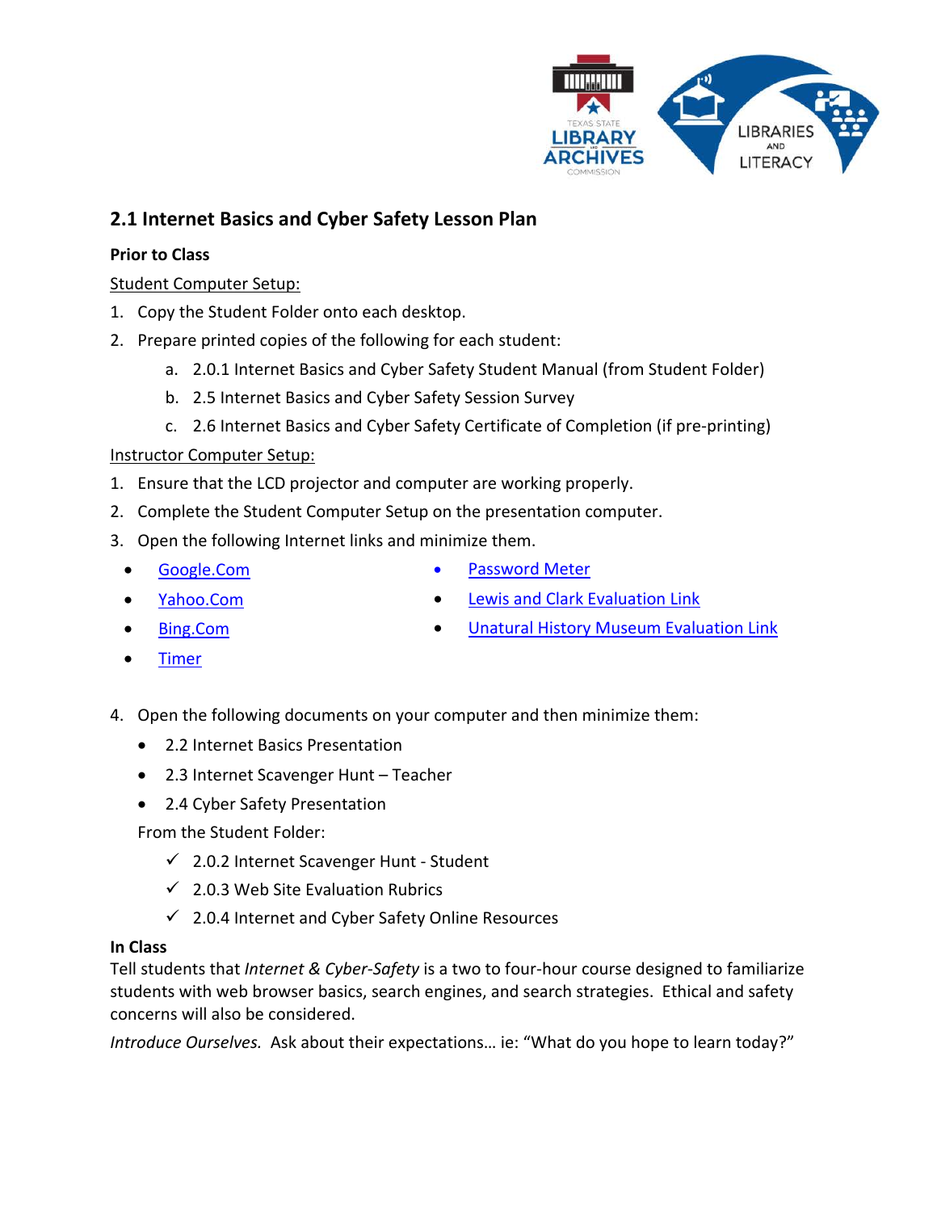## 2.1 Internet Basics and Cyber Safety Lesson Plan

**Prior to Class**

Student Computer Setup:

1. Copy the Student Folder onto each desktop.
2. Prepare printed copies of the following for each student:
   a. 2.0.1 Internet Basics and Cyber Safety Student Manual (from Student Folder)
   b. 2.5 Internet Basics and Cyber Safety Session Survey
   c. 2.6 Internet Basics and Cyber Safety Certificate of Completion (if pre-printing)

Instructor Computer Setup:

1. Ensure that the LCD projector and computer are working properly.
2. Complete the Student Computer Setup on the presentation computer.
3. Open the following Internet links and minimize them.
   - Google.Com
   - Yahoo.Com
   - Bing.Com
   - Timer
   - Password Meter
   - Lewis and Clark Evaluation Link
   - Unatural History Museum Evaluation Link
4. Open the following documents on your computer and then minimize them:
   - 2.2 Internet Basics Presentation
   - 2.3 Internet Scavenger Hunt – Teacher
   - 2.4 Cyber Safety Presentation

   From the Student Folder:

   - ✓ 2.0.2 Internet Scavenger Hunt - Student
   - ✓ 2.0.3 Web Site Evaluation Rubrics
   - ✓ 2.0.4 Internet and Cyber Safety Online Resources

**In Class**

Tell students that *Internet & Cyber-Safety* is a two to four-hour course designed to familiarize students with web browser basics, search engines, and search strategies. Ethical and safety concerns will also be considered.

*Introduce Ourselves.* Ask about their expectations… ie: "What do you hope to learn today?"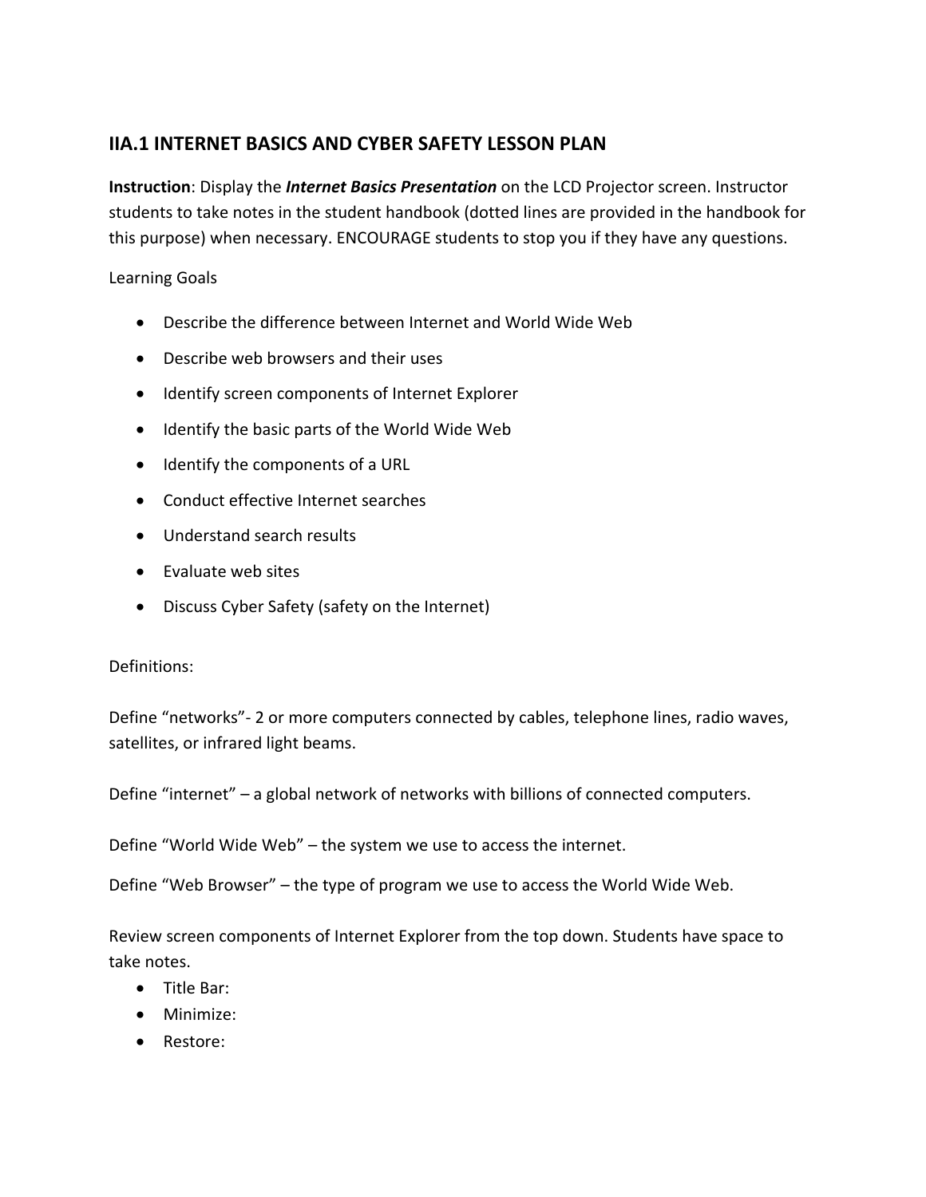## IIA.1 INTERNET BASICS AND CYBER SAFETY LESSON PLAN

**Instruction**: Display the ***Internet Basics Presentation*** on the LCD Projector screen. Instructor students to take notes in the student handbook (dotted lines are provided in the handbook for this purpose) when necessary. ENCOURAGE students to stop you if they have any questions.

Learning Goals

- Describe the difference between Internet and World Wide Web
- Describe web browsers and their uses
- Identify screen components of Internet Explorer
- Identify the basic parts of the World Wide Web
- Identify the components of a URL
- Conduct effective Internet searches
- Understand search results
- Evaluate web sites
- Discuss Cyber Safety (safety on the Internet)

Definitions:

Define "networks"- 2 or more computers connected by cables, telephone lines, radio waves, satellites, or infrared light beams.

Define "internet" – a global network of networks with billions of connected computers.

Define "World Wide Web" – the system we use to access the internet.

Define "Web Browser" – the type of program we use to access the World Wide Web.

Review screen components of Internet Explorer from the top down. Students have space to take notes.

- Title Bar:
- Minimize:
- Restore: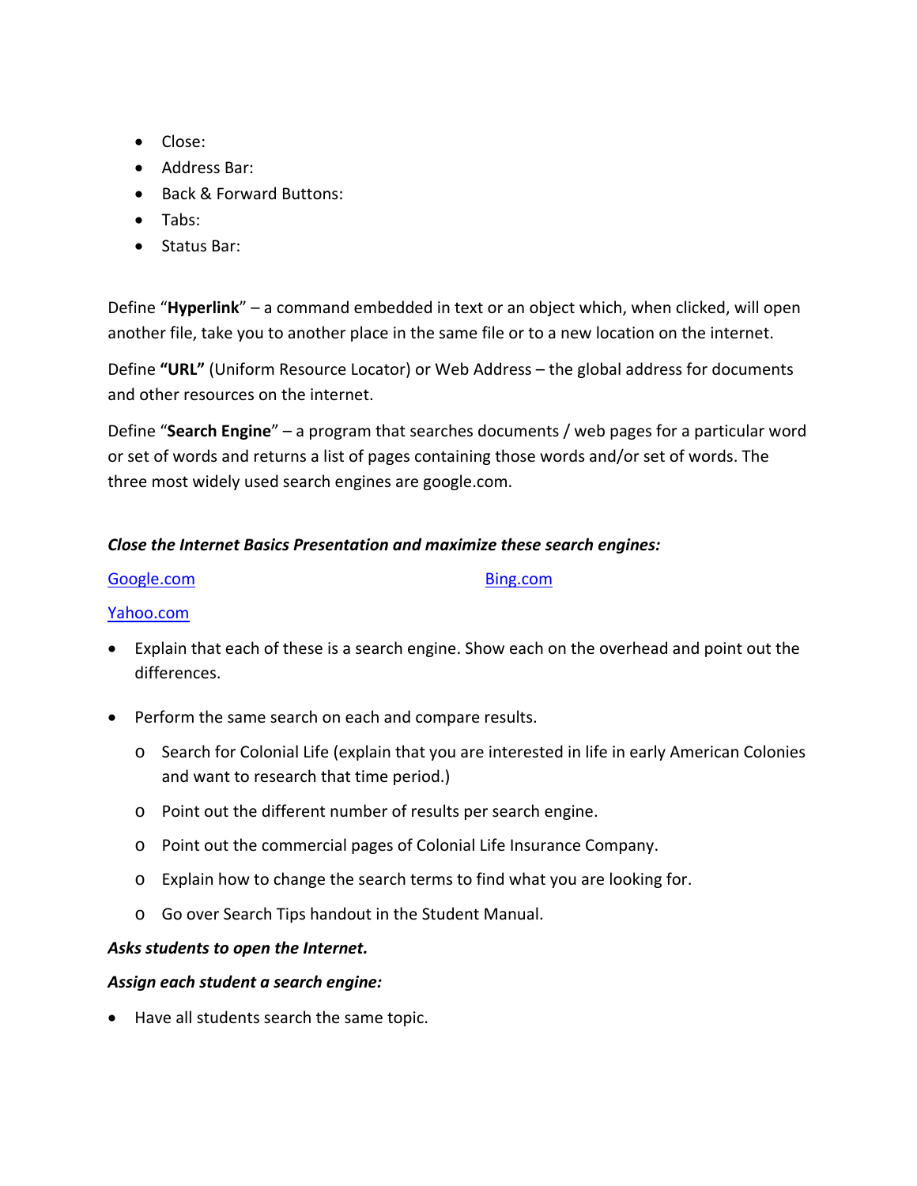- Close:
- Address Bar:
- Back & Forward Buttons:
- Tabs:
- Status Bar:

Define "**Hyperlink**" – a command embedded in text or an object which, when clicked, will open another file, take you to another place in the same file or to a new location on the internet.

Define **"URL"** (Uniform Resource Locator) or Web Address – the global address for documents and other resources on the internet.

Define "**Search Engine**" – a program that searches documents / web pages for a particular word or set of words and returns a list of pages containing those words and/or set of words. The three most widely used search engines are google.com.

***Close the Internet Basics Presentation and maximize these search engines:***

[Google.com](Google.com) [Bing.com](Bing.com)

[Yahoo.com](Yahoo.com)

- Explain that each of these is a search engine. Show each on the overhead and point out the differences.

- Perform the same search on each and compare results.
  - Search for Colonial Life (explain that you are interested in life in early American Colonies and want to research that time period.)
  - Point out the different number of results per search engine.
  - Point out the commercial pages of Colonial Life Insurance Company.
  - Explain how to change the search terms to find what you are looking for.
  - Go over Search Tips handout in the Student Manual.

***Asks students to open the Internet.***

***Assign each student a search engine:***

- Have all students search the same topic.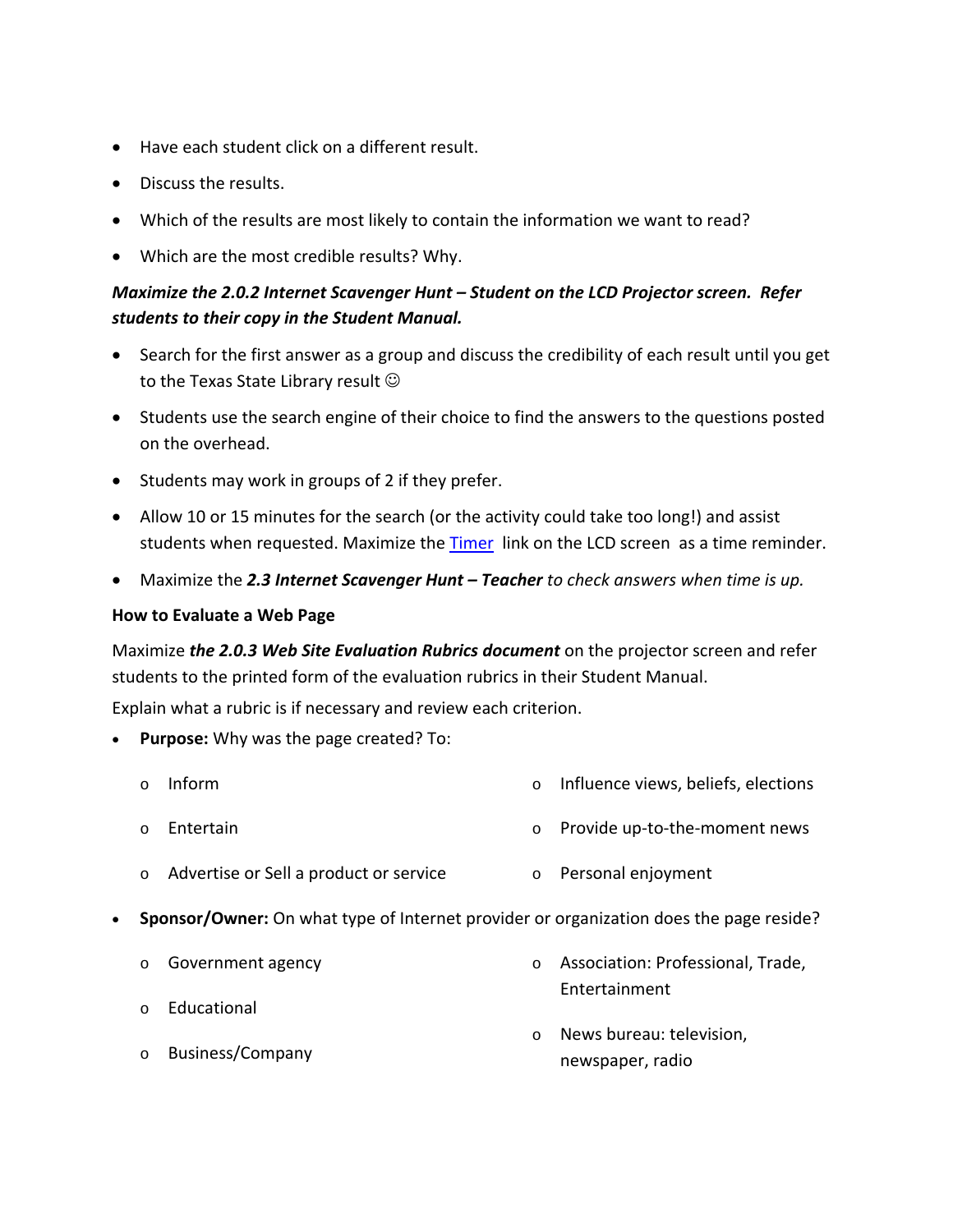- Have each student click on a different result.
- Discuss the results.
- Which of the results are most likely to contain the information we want to read?
- Which are the most credible results? Why.

***Maximize the 2.0.2 Internet Scavenger Hunt – Student on the LCD Projector screen. Refer students to their copy in the Student Manual.***

- Search for the first answer as a group and discuss the credibility of each result until you get to the Texas State Library result ☺
- Students use the search engine of their choice to find the answers to the questions posted on the overhead.
- Students may work in groups of 2 if they prefer.
- Allow 10 or 15 minutes for the search (or the activity could take too long!) and assist students when requested. Maximize the [Timer]() link on the LCD screen as a time reminder.
- Maximize the ***2.3 Internet Scavenger Hunt – Teacher*** *to check answers when time is up.*

**How to Evaluate a Web Page**

Maximize ***the 2.0.3 Web Site Evaluation Rubrics document*** on the projector screen and refer students to the printed form of the evaluation rubrics in their Student Manual.

Explain what a rubric is if necessary and review each criterion.

- **Purpose:** Why was the page created? To:
  - Inform
  - Entertain
  - Advertise or Sell a product or service
  - Influence views, beliefs, elections
  - Provide up-to-the-moment news
  - Personal enjoyment
- **Sponsor/Owner:** On what type of Internet provider or organization does the page reside?
  - Government agency
  - Educational
  - Business/Company
  - Association: Professional, Trade, Entertainment
  - News bureau: television, newspaper, radio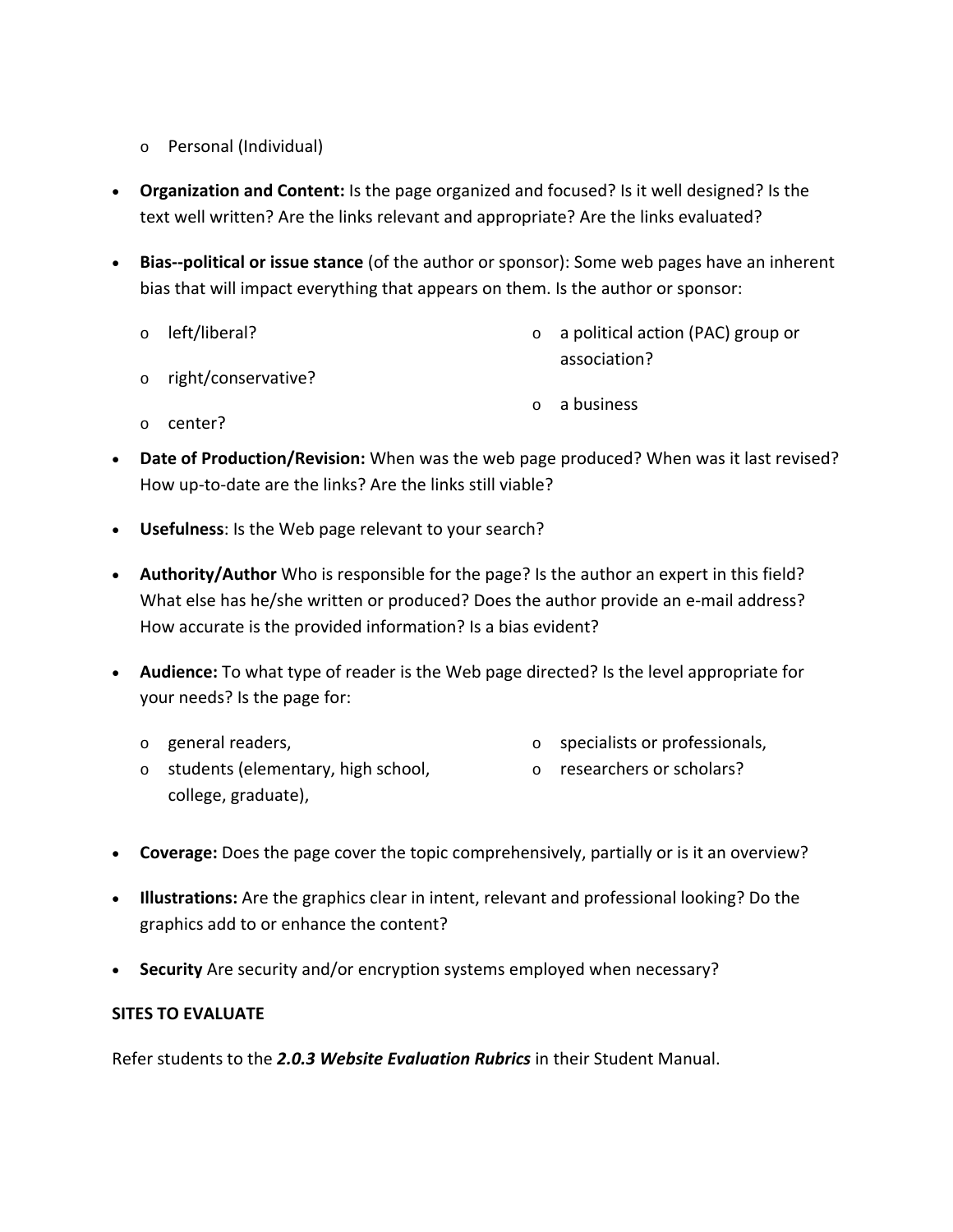- Personal (Individual)

- **Organization and Content:** Is the page organized and focused? Is it well designed? Is the text well written? Are the links relevant and appropriate? Are the links evaluated?

- **Bias--political or issue stance** (of the author or sponsor): Some web pages have an inherent bias that will impact everything that appears on them. Is the author or sponsor:
  - left/liberal?
  - right/conservative?
  - center?
  - a political action (PAC) group or association?
  - a business

- **Date of Production/Revision:** When was the web page produced? When was it last revised? How up-to-date are the links? Are the links still viable?

- **Usefulness**: Is the Web page relevant to your search?

- **Authority/Author** Who is responsible for the page? Is the author an expert in this field? What else has he/she written or produced? Does the author provide an e-mail address? How accurate is the provided information? Is a bias evident?

- **Audience:** To what type of reader is the Web page directed? Is the level appropriate for your needs? Is the page for:
  - general readers,
  - students (elementary, high school, college, graduate),
  - specialists or professionals,
  - researchers or scholars?

- **Coverage:** Does the page cover the topic comprehensively, partially or is it an overview?

- **Illustrations:** Are the graphics clear in intent, relevant and professional looking? Do the graphics add to or enhance the content?

- **Security** Are security and/or encryption systems employed when necessary?

**SITES TO EVALUATE**

Refer students to the ***2.0.3 Website Evaluation Rubrics*** in their Student Manual.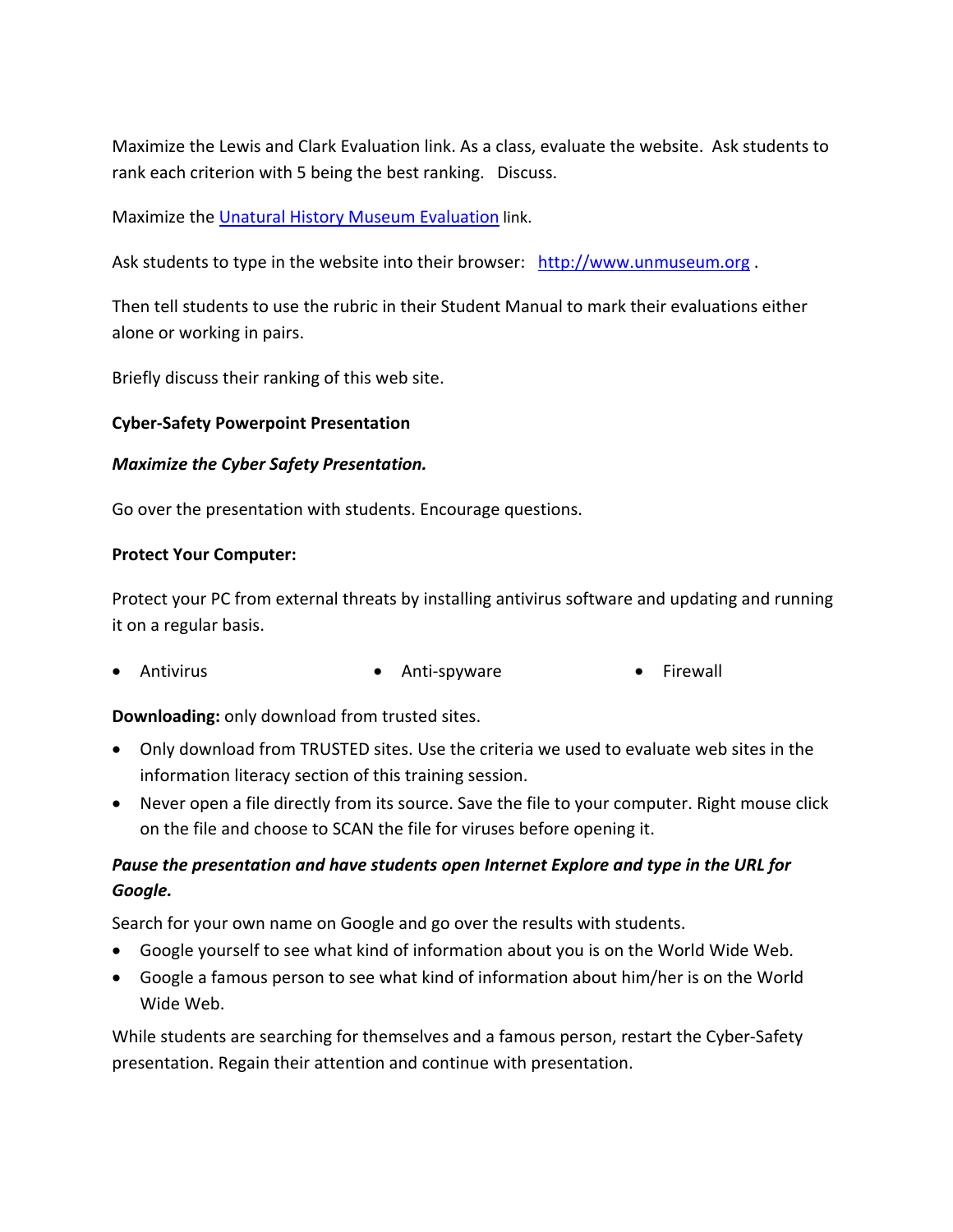Maximize the Lewis and Clark Evaluation link. As a class, evaluate the website. Ask students to rank each criterion with 5 being the best ranking. Discuss.

Maximize the Unatural History Museum Evaluation link.

Ask students to type in the website into their browser: http://www.unmuseum.org .

Then tell students to use the rubric in their Student Manual to mark their evaluations either alone or working in pairs.

Briefly discuss their ranking of this web site.

**Cyber-Safety Powerpoint Presentation**

***Maximize the Cyber Safety Presentation.***

Go over the presentation with students. Encourage questions.

**Protect Your Computer:**

Protect your PC from external threats by installing antivirus software and updating and running it on a regular basis.

- Antivirus
- Anti-spyware
- Firewall

**Downloading:** only download from trusted sites.

- Only download from TRUSTED sites. Use the criteria we used to evaluate web sites in the information literacy section of this training session.
- Never open a file directly from its source. Save the file to your computer. Right mouse click on the file and choose to SCAN the file for viruses before opening it.

***Pause the presentation and have students open Internet Explore and type in the URL for Google.***

Search for your own name on Google and go over the results with students.

- Google yourself to see what kind of information about you is on the World Wide Web.
- Google a famous person to see what kind of information about him/her is on the World Wide Web.

While students are searching for themselves and a famous person, restart the Cyber-Safety presentation. Regain their attention and continue with presentation.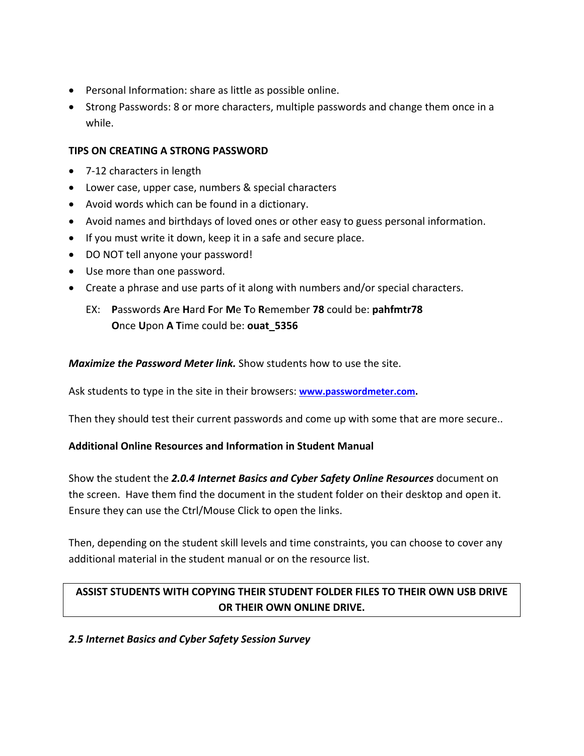- Personal Information: share as little as possible online.
- Strong Passwords: 8 or more characters, multiple passwords and change them once in a while.

**TIPS ON CREATING A STRONG PASSWORD**

- 7-12 characters in length
- Lower case, upper case, numbers & special characters
- Avoid words which can be found in a dictionary.
- Avoid names and birthdays of loved ones or other easy to guess personal information.
- If you must write it down, keep it in a safe and secure place.
- DO NOT tell anyone your password!
- Use more than one password.
- Create a phrase and use parts of it along with numbers and/or special characters.

  EX: **P**asswords **A**re **H**ard **F**or **M**e **T**o **R**emember **78** could be: **pahfmtr78**
  **O**nce **U**pon **A T**ime could be: **ouat_5356**

***Maximize the Password Meter link.*** Show students how to use the site.

Ask students to type in the site in their browsers: **[www.passwordmeter.com](www.passwordmeter.com).**

Then they should test their current passwords and come up with some that are more secure..

**Additional Online Resources and Information in Student Manual**

Show the student the ***2.0.4 Internet Basics and Cyber Safety Online Resources*** document on the screen. Have them find the document in the student folder on their desktop and open it. Ensure they can use the Ctrl/Mouse Click to open the links.

Then, depending on the student skill levels and time constraints, you can choose to cover any additional material in the student manual or on the resource list.

**ASSIST STUDENTS WITH COPYING THEIR STUDENT FOLDER FILES TO THEIR OWN USB DRIVE OR THEIR OWN ONLINE DRIVE.**

***2.5 Internet Basics and Cyber Safety Session Survey***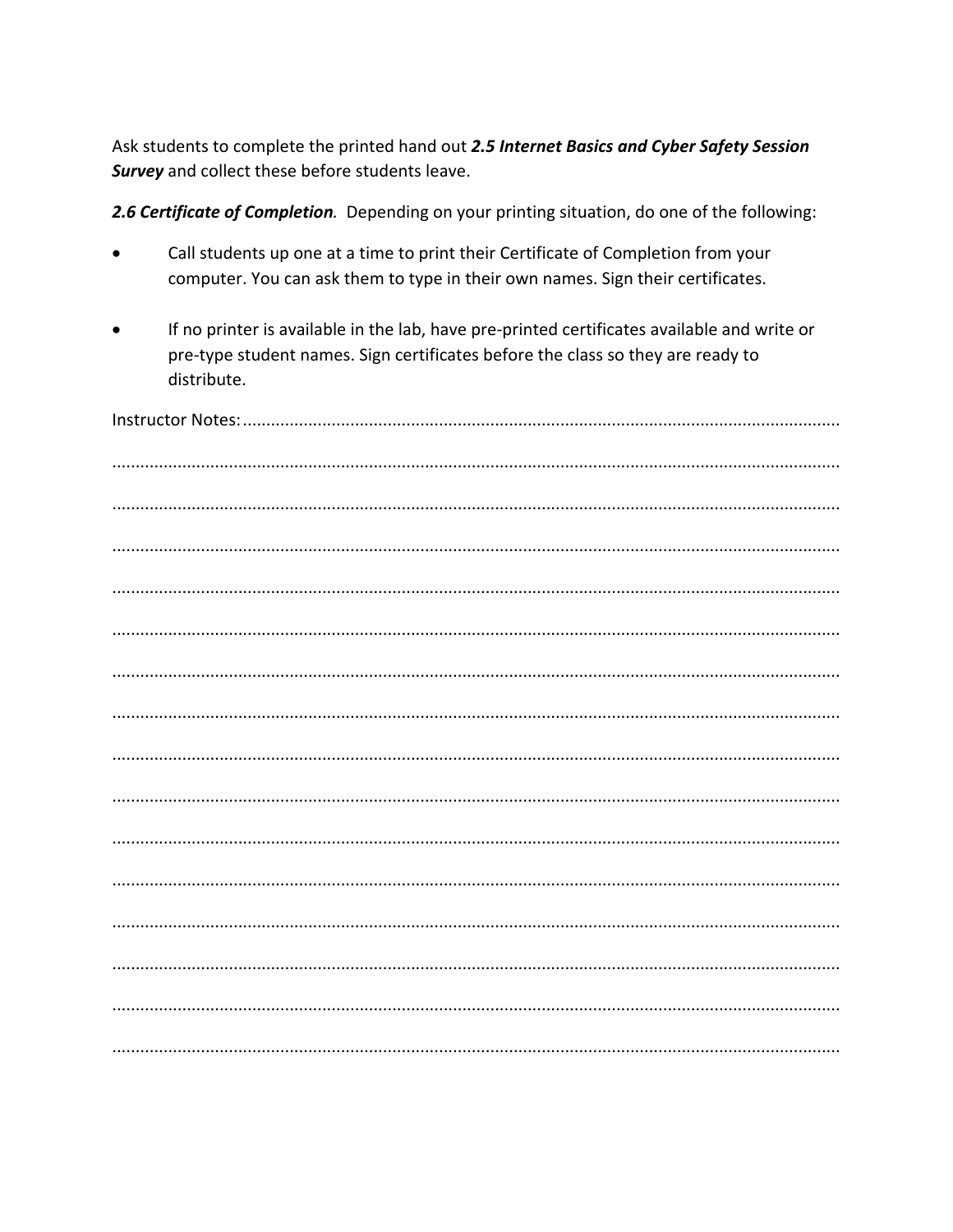Ask students to complete the printed hand out ***2.5 Internet Basics and Cyber Safety Session Survey*** and collect these before students leave.

***2.6 Certificate of Completion.*** Depending on your printing situation, do one of the following:

- Call students up one at a time to print their Certificate of Completion from your computer. You can ask them to type in their own names. Sign their certificates.

- If no printer is available in the lab, have pre-printed certificates available and write or pre-type student names. Sign certificates before the class so they are ready to distribute.

Instructor Notes:.............................................................................................................................

..........................................................................................................................................

..........................................................................................................................................

..........................................................................................................................................

..........................................................................................................................................

..........................................................................................................................................

..........................................................................................................................................

..........................................................................................................................................

..........................................................................................................................................

..........................................................................................................................................

..........................................................................................................................................

..........................................................................................................................................

..........................................................................................................................................

..........................................................................................................................................

..........................................................................................................................................

..........................................................................................................................................